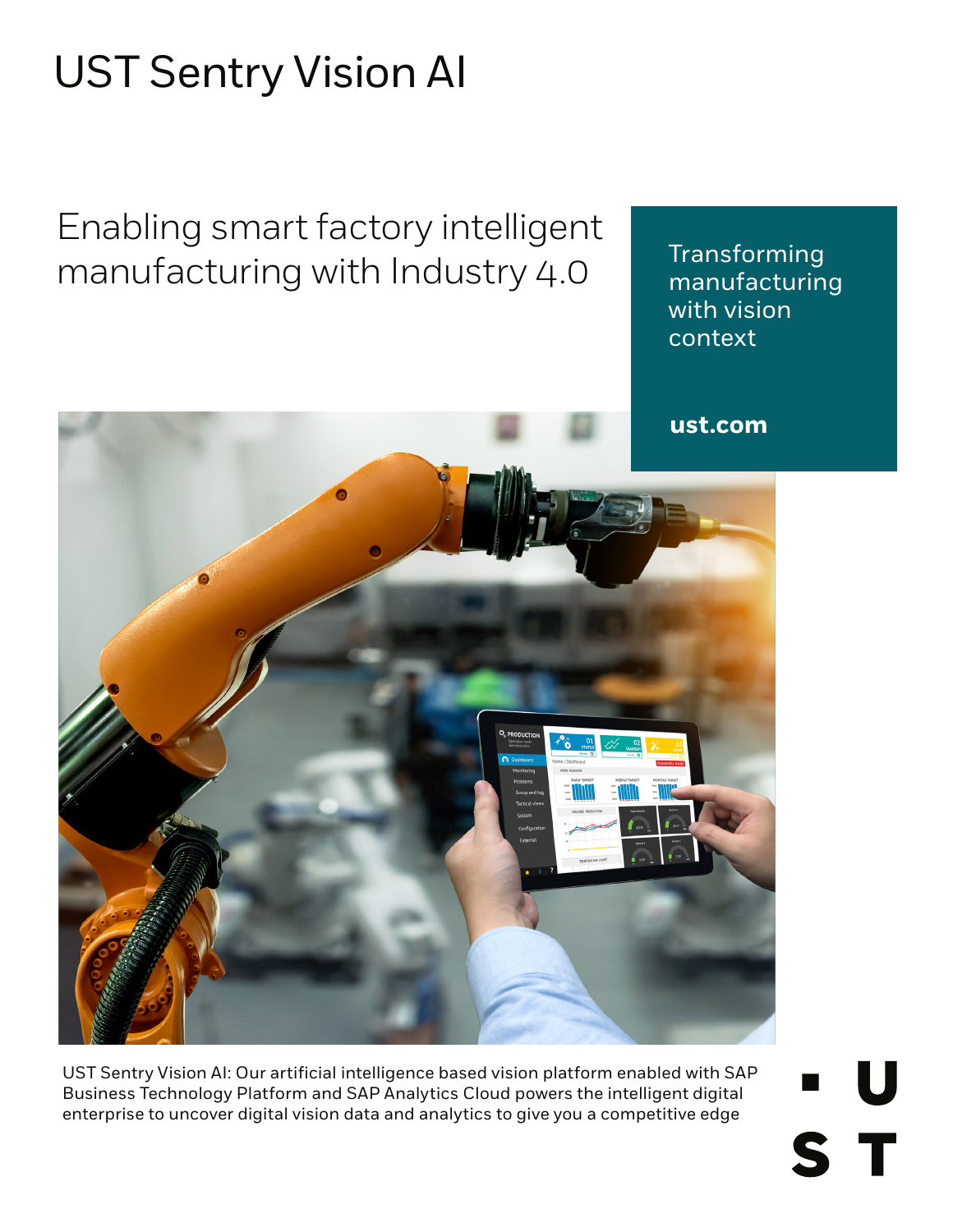# UST Sentry Vision AI

## Enabling smart factory intelligent manufacturing with Industry 4.0

Transforming manufacturing with vision context

**ust.com**

UST Sentry Vision AI: Our artificial intelligence based vision platform enabled with SAP Business Technology Platform and SAP Analytics Cloud powers the intelligent digital enterprise to uncover digital vision data and analytics to give you a competitive edge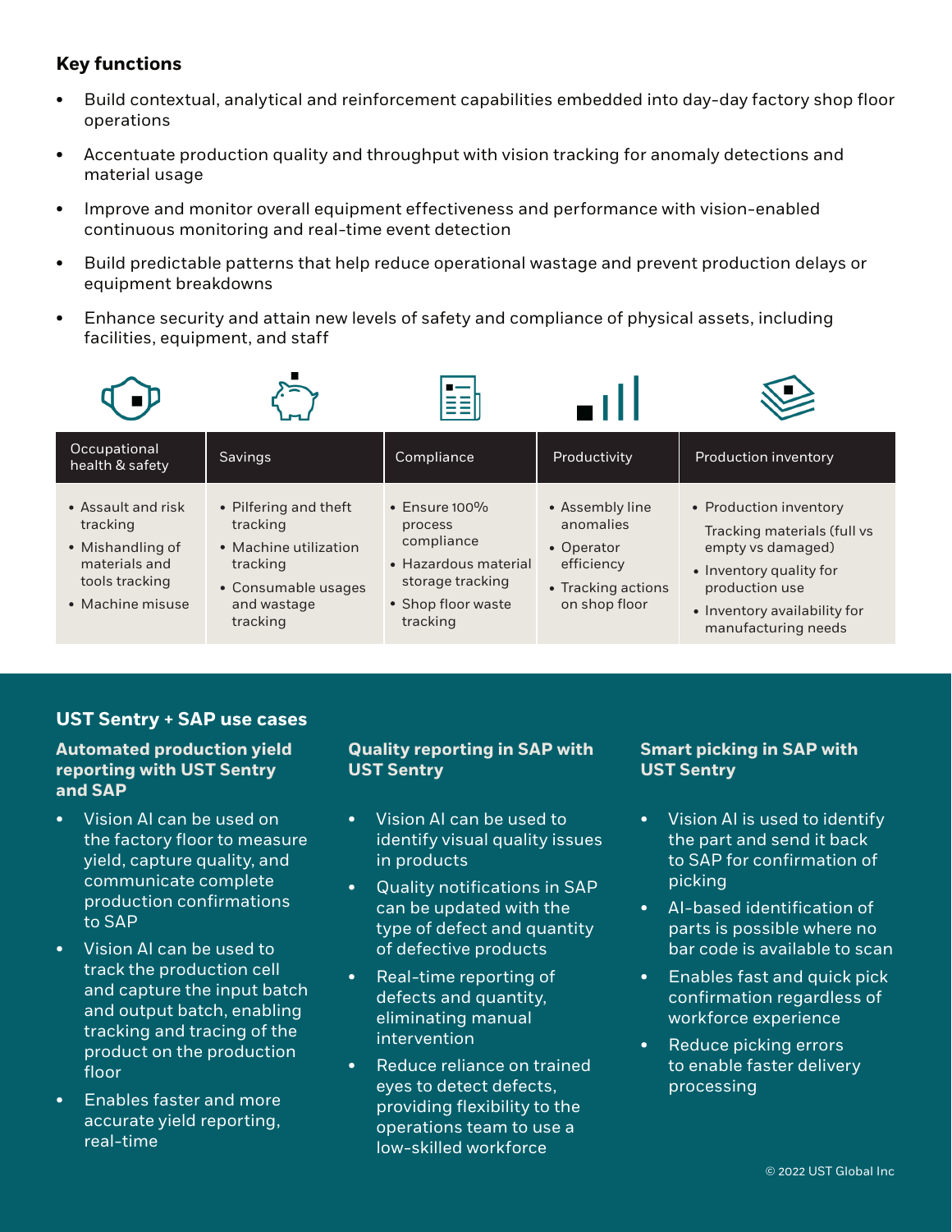## Key functions

- Build contextual, analytical and reinforcement capabilities embedded into day-day factory shop floor operations
- Accentuate production quality and throughput with vision tracking for anomaly detections and material usage
- Improve and monitor overall equipment effectiveness and performance with vision-enabled continuous monitoring and real-time event detection
- Build predictable patterns that help reduce operational wastage and prevent production delays or equipment breakdowns
- Enhance security and attain new levels of safety and compliance of physical assets, including facilities, equipment, and staff

| Occupational health & safety | Savings | Compliance | Productivity | Production inventory |
|---|---|---|---|---|
| • Assault and risk tracking<br>• Mishandling of materials and tools tracking<br>• Machine misuse | • Pilfering and theft tracking<br>• Machine utilization tracking<br>• Consumable usages and wastage tracking | • Ensure 100% process compliance<br>• Hazardous material storage tracking<br>• Shop floor waste tracking | • Assembly line anomalies<br>• Operator efficiency<br>• Tracking actions on shop floor | • Production inventory<br>Tracking materials (full vs empty vs damaged)<br>• Inventory quality for production use<br>• Inventory availability for manufacturing needs |

## UST Sentry + SAP use cases

### Automated production yield reporting with UST Sentry and SAP

- Vision AI can be used on the factory floor to measure yield, capture quality, and communicate complete production confirmations to SAP
- Vision AI can be used to track the production cell and capture the input batch and output batch, enabling tracking and tracing of the product on the production floor
- Enables faster and more accurate yield reporting, real-time

### Quality reporting in SAP with UST Sentry

- Vision AI can be used to identify visual quality issues in products
- Quality notifications in SAP can be updated with the type of defect and quantity of defective products
- Real-time reporting of defects and quantity, eliminating manual intervention
- Reduce reliance on trained eyes to detect defects, providing flexibility to the operations team to use a low-skilled workforce

### Smart picking in SAP with UST Sentry

- Vision AI is used to identify the part and send it back to SAP for confirmation of picking
- AI-based identification of parts is possible where no bar code is available to scan
- Enables fast and quick pick confirmation regardless of workforce experience
- Reduce picking errors to enable faster delivery processing

© 2022 UST Global Inc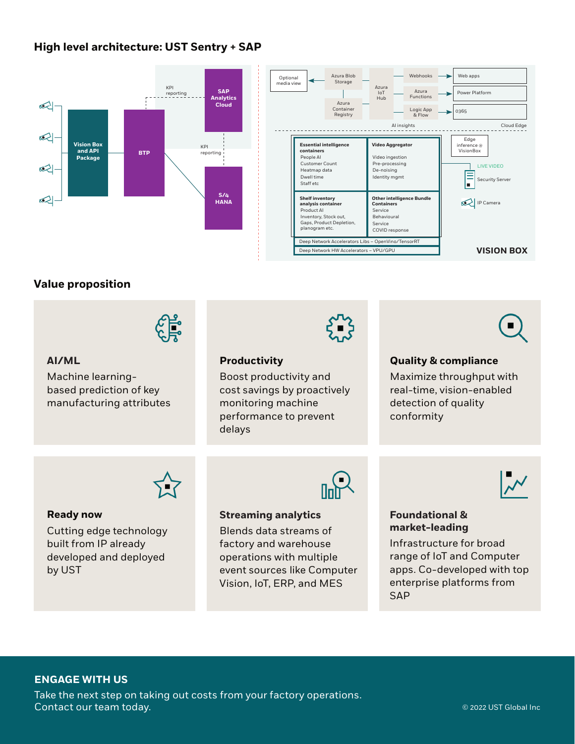## High level architecture: UST Sentry + SAP

KPI reporting

SAP Analytics Cloud

Vision Box and API Package

BTP

KPI reporting

S/4 HANA

Optional media view

Azura Blob Storage

Azura Container Registry

Azura IoT Hub

Webhooks

Azura Functions

Logic App & Flow

Web apps

Power Platform

0365

AI insights

Cloud Edge

**Essential intelligence containers**
People AI
Customer Count
Heatmap data
Dwell time
Staff etc

**Video Aggregator**
Video ingestion
Pre-processing
De-noising
Identity mgmt

**Shelf inventory analysis container**
Product AI
Inventory, Stock out, Gaps, Product Depletion, planogram etc.

**Other intelligence Bundle Containers**
Service
Behavioural
Service
COVID response

Deep Network Accelerators Libs – OpenVino/TensorRT

Deep Network HW Accelerators – VPU/GPU

Edge inference @ VisionBox

LIVE VIDEO

Security Server

IP Camera

VISION BOX

## Value proposition

### AI/ML

Machine learning-based prediction of key manufacturing attributes

### Productivity

Boost productivity and cost savings by proactively monitoring machine performance to prevent delays

### Quality & compliance

Maximize throughput with real-time, vision-enabled detection of quality conformity

### Ready now

Cutting edge technology built from IP already developed and deployed by UST

### Streaming analytics

Blends data streams of factory and warehouse operations with multiple event sources like Computer Vision, IoT, ERP, and MES

### Foundational & market-leading

Infrastructure for broad range of IoT and Computer apps. Co-developed with top enterprise platforms from SAP

## ENGAGE WITH US

Take the next step on taking out costs from your factory operations.
Contact our team today.

© 2022 UST Global Inc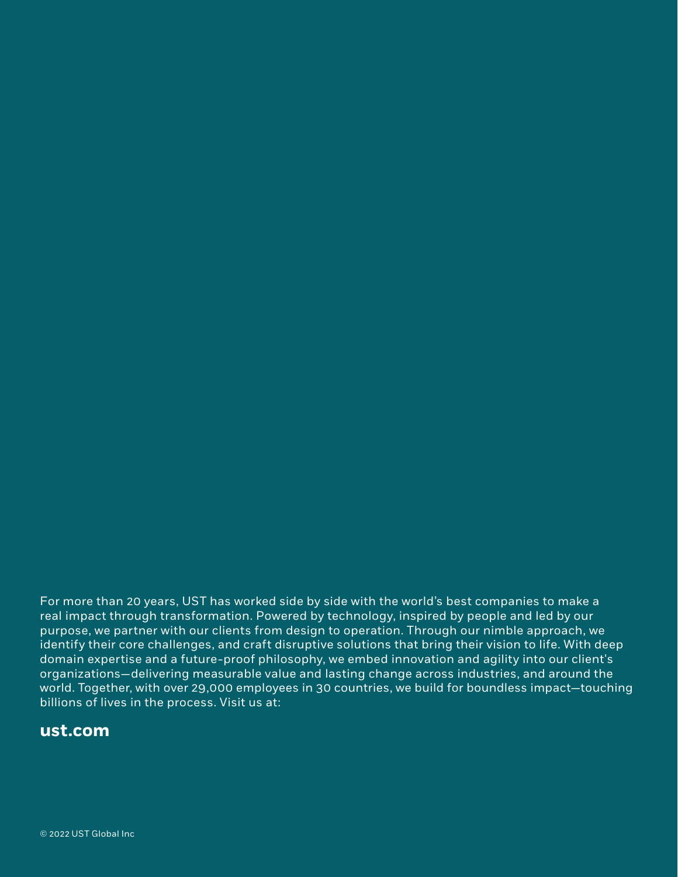For more than 20 years, UST has worked side by side with the world's best companies to make a real impact through transformation. Powered by technology, inspired by people and led by our purpose, we partner with our clients from design to operation. Through our nimble approach, we identify their core challenges, and craft disruptive solutions that bring their vision to life. With deep domain expertise and a future-proof philosophy, we embed innovation and agility into our client's organizations—delivering measurable value and lasting change across industries, and around the world. Together, with over 29,000 employees in 30 countries, we build for boundless impact—touching billions of lives in the process. Visit us at:

**ust.com**

© 2022 UST Global Inc